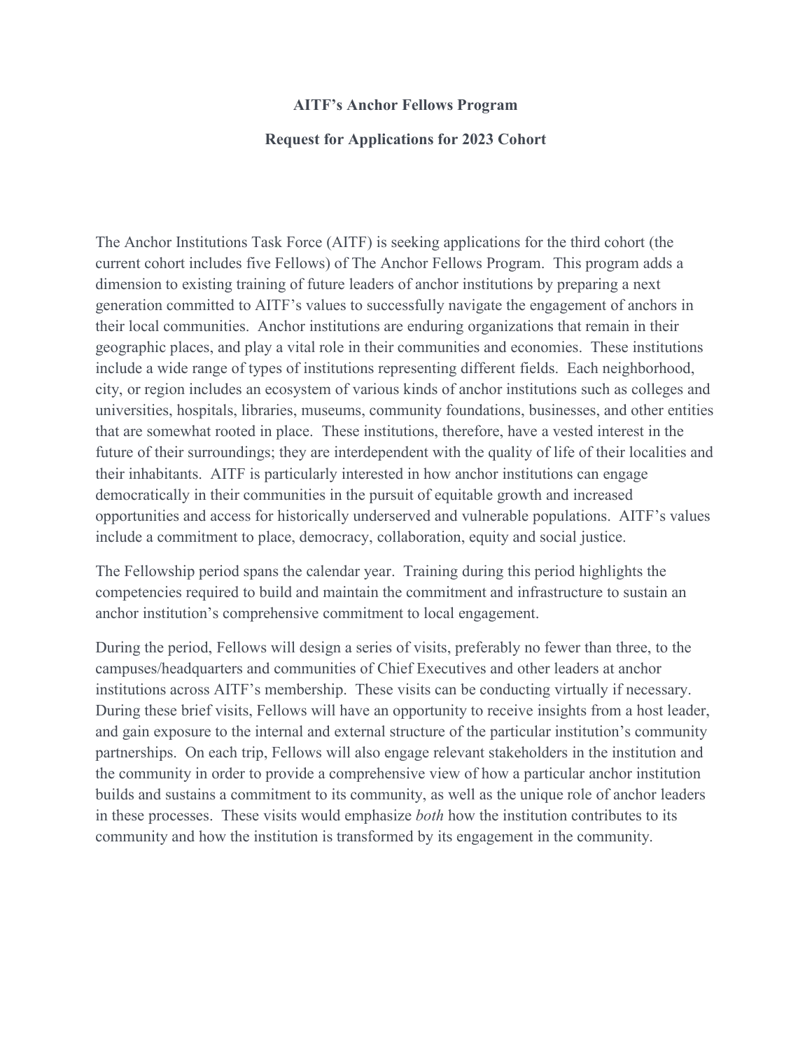**AITF's Anchor Fellows Program**

**Request for Applications for 2023 Cohort**

The Anchor Institutions Task Force (AITF) is seeking applications for the third cohort (the current cohort includes five Fellows) of The Anchor Fellows Program. This program adds a dimension to existing training of future leaders of anchor institutions by preparing a next generation committed to AITF's values to successfully navigate the engagement of anchors in their local communities. Anchor institutions are enduring organizations that remain in their geographic places, and play a vital role in their communities and economies. These institutions include a wide range of types of institutions representing different fields. Each neighborhood, city, or region includes an ecosystem of various kinds of anchor institutions such as colleges and universities, hospitals, libraries, museums, community foundations, businesses, and other entities that are somewhat rooted in place. These institutions, therefore, have a vested interest in the future of their surroundings; they are interdependent with the quality of life of their localities and their inhabitants. AITF is particularly interested in how anchor institutions can engage democratically in their communities in the pursuit of equitable growth and increased opportunities and access for historically underserved and vulnerable populations. AITF's values include a commitment to place, democracy, collaboration, equity and social justice.

The Fellowship period spans the calendar year. Training during this period highlights the competencies required to build and maintain the commitment and infrastructure to sustain an anchor institution's comprehensive commitment to local engagement.

During the period, Fellows will design a series of visits, preferably no fewer than three, to the campuses/headquarters and communities of Chief Executives and other leaders at anchor institutions across AITF's membership. These visits can be conducting virtually if necessary. During these brief visits, Fellows will have an opportunity to receive insights from a host leader, and gain exposure to the internal and external structure of the particular institution's community partnerships. On each trip, Fellows will also engage relevant stakeholders in the institution and the community in order to provide a comprehensive view of how a particular anchor institution builds and sustains a commitment to its community, as well as the unique role of anchor leaders in these processes. These visits would emphasize *both* how the institution contributes to its community and how the institution is transformed by its engagement in the community.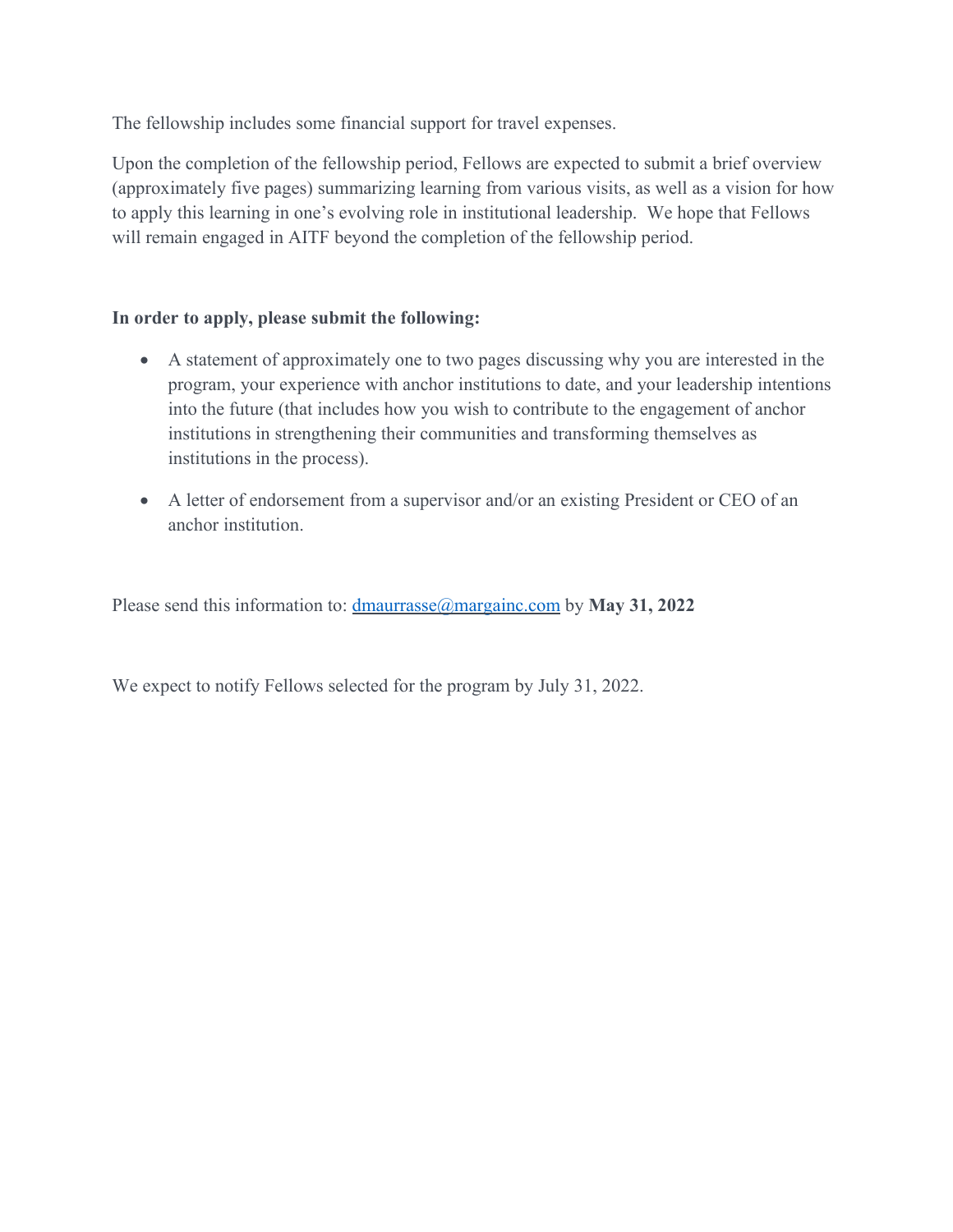The fellowship includes some financial support for travel expenses.

Upon the completion of the fellowship period, Fellows are expected to submit a brief overview (approximately five pages) summarizing learning from various visits, as well as a vision for how to apply this learning in one's evolving role in institutional leadership. We hope that Fellows will remain engaged in AITF beyond the completion of the fellowship period.

**In order to apply, please submit the following:**

- A statement of approximately one to two pages discussing why you are interested in the program, your experience with anchor institutions to date, and your leadership intentions into the future (that includes how you wish to contribute to the engagement of anchor institutions in strengthening their communities and transforming themselves as institutions in the process).
- A letter of endorsement from a supervisor and/or an existing President or CEO of an anchor institution.

Please send this information to: dmaurrasse@margainc.com by **May 31, 2022**

We expect to notify Fellows selected for the program by July 31, 2022.